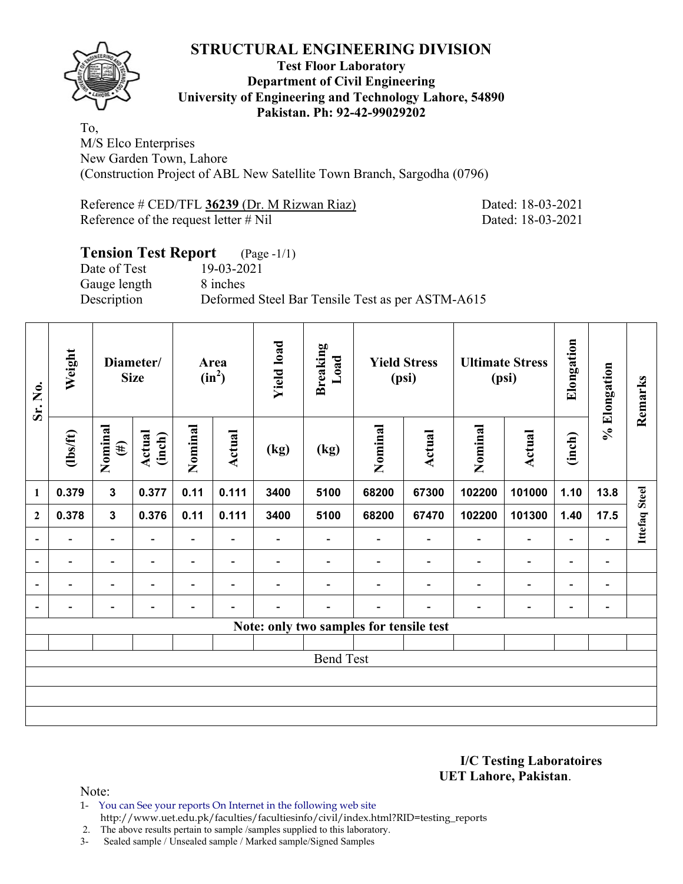# STRUCTURAL ENGINEERING DIVISION

**Test Floor Laboratory**
**Department of Civil Engineering**
**University of Engineering and Technology Lahore, 54890**
**Pakistan. Ph: 92-42-99029202**

To,
M/S Elco Enterprises
New Garden Town, Lahore
(Construction Project of ABL New Satellite Town Branch, Sargodha (0796)

Reference # CED/TFL **36239** (Dr. M Rizwan Riaz) Dated: 18-03-2021
Reference of the request letter # Nil Dated: 18-03-2021

## Tension Test Report (Page -1/1)

Date of Test 19-03-2021
Gauge length 8 inches
Description Deformed Steel Bar Tensile Test as per ASTM-A615

| Sr. No. | Weight | Diameter/ Size | | Area ($in^2$) | | Yield load | Breaking Load | Yield Stress (psi) | | Ultimate Stress (psi) | | Elongation | % Elongation | Remarks |
|---|---|---|---|---|---|---|---|---|---|---|---|---|---|---|
| | (lbs/ft) | Nominal (#) | Actual (inch) | Nominal | Actual | (kg) | (kg) | Nominal | Actual | Nominal | Actual | (inch) | | |
| 1 | 0.379 | 3 | 0.377 | 0.11 | 0.111 | 3400 | 5100 | 68200 | 67300 | 102200 | 101000 | 1.10 | 13.8 | Ittefaq Steel |
| 2 | 0.378 | 3 | 0.376 | 0.11 | 0.111 | 3400 | 5100 | 68200 | 67470 | 102200 | 101300 | 1.40 | 17.5 | |
| - | - | - | - | - | - | - | - | - | - | - | - | - | - | |
| - | - | - | - | - | - | - | - | - | - | - | - | - | - | |
| - | - | - | - | - | - | - | - | - | - | - | - | - | - | |
| - | - | - | - | - | - | - | - | - | - | - | - | - | - | |
| Note: only two samples for tensile test | | | | | | | | | | | | | | |
| Bend Test | | | | | | | | | | | | | | |

**I/C Testing Laboratoires**
**UET Lahore, Pakistan**.

Note:
1- You can See your reports On Internet in the following web site
http://www.uet.edu.pk/faculties/facultiesinfo/civil/index.html?RID=testing_reports
2. The above results pertain to sample /samples supplied to this laboratory.
3- Sealed sample / Unsealed sample / Marked sample/Signed Samples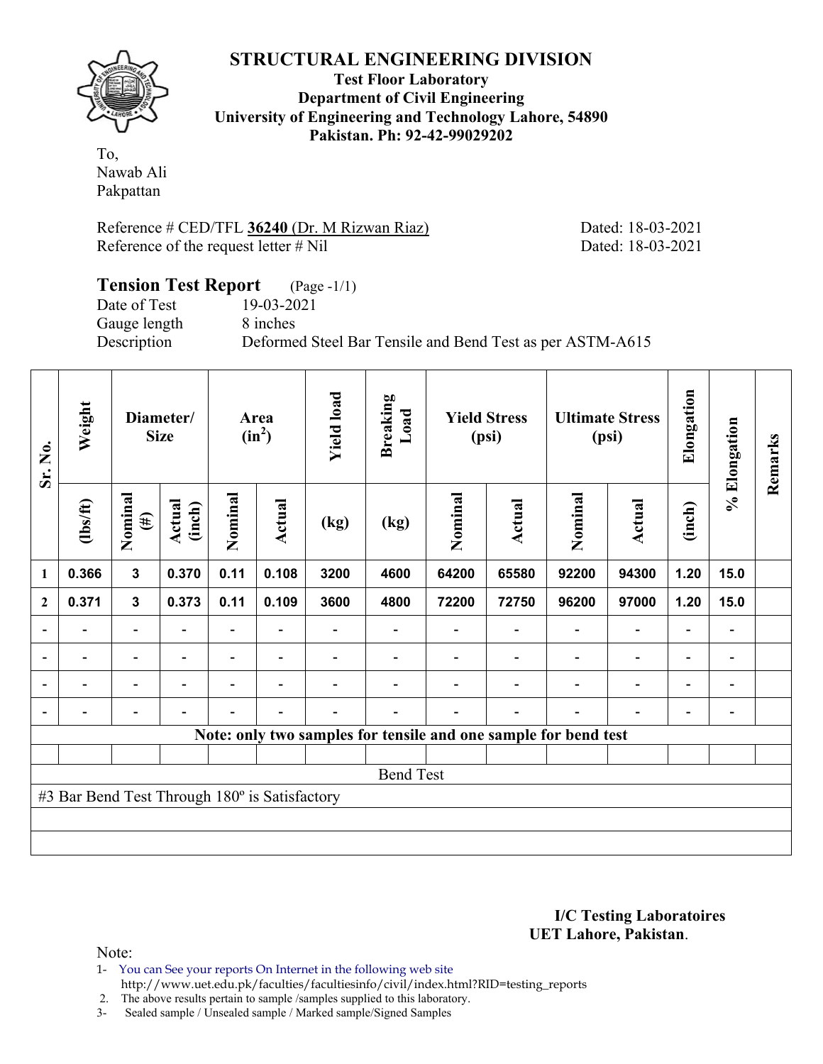# STRUCTURAL ENGINEERING DIVISION

**Test Floor Laboratory**
**Department of Civil Engineering**
**University of Engineering and Technology Lahore, 54890**
**Pakistan. Ph: 92-42-99029202**

To,
Nawab Ali
Pakpattan

Reference # CED/TFL **36240** (Dr. M Rizwan Riaz) Dated: 18-03-2021
Reference of the request letter # Nil Dated: 18-03-2021

## Tension Test Report (Page -1/1)

Date of Test 19-03-2021
Gauge length 8 inches
Description Deformed Steel Bar Tensile and Bend Test as per ASTM-A615

| Sr. No. | Weight | Diameter/ Size | | Area ($in^2$) | | Yield load | Breaking Load | Yield Stress (psi) | | Ultimate Stress (psi) | | Elongation | % Elongation | Remarks |
|---|---|---|---|---|---|---|---|---|---|---|---|---|---|---|
| | (lbs/ft) | Nominal (#) | Actual (inch) | Nominal | Actual | (kg) | (kg) | Nominal | Actual | Nominal | Actual | (inch) | | |
| 1 | 0.366 | 3 | 0.370 | 0.11 | 0.108 | 3200 | 4600 | 64200 | 65580 | 92200 | 94300 | 1.20 | 15.0 | |
| 2 | 0.371 | 3 | 0.373 | 0.11 | 0.109 | 3600 | 4800 | 72200 | 72750 | 96200 | 97000 | 1.20 | 15.0 | |
| - | - | - | - | - | - | - | - | - | - | - | - | - | - | |
| - | - | - | - | - | - | - | - | - | - | - | - | - | - | |
| - | - | - | - | - | - | - | - | - | - | - | - | - | - | |
| - | - | - | - | - | - | - | - | - | - | - | - | - | - | |

**Note: only two samples for tensile and one sample for bend test**

Bend Test

#3 Bar Bend Test Through 180º is Satisfactory

**I/C Testing Laboratoires**
**UET Lahore, Pakistan**.

Note:
1- You can See your reports On Internet in the following web site
http://www.uet.edu.pk/faculties/facultiesinfo/civil/index.html?RID=testing_reports
2. The above results pertain to sample /samples supplied to this laboratory.
3- Sealed sample / Unsealed sample / Marked sample/Signed Samples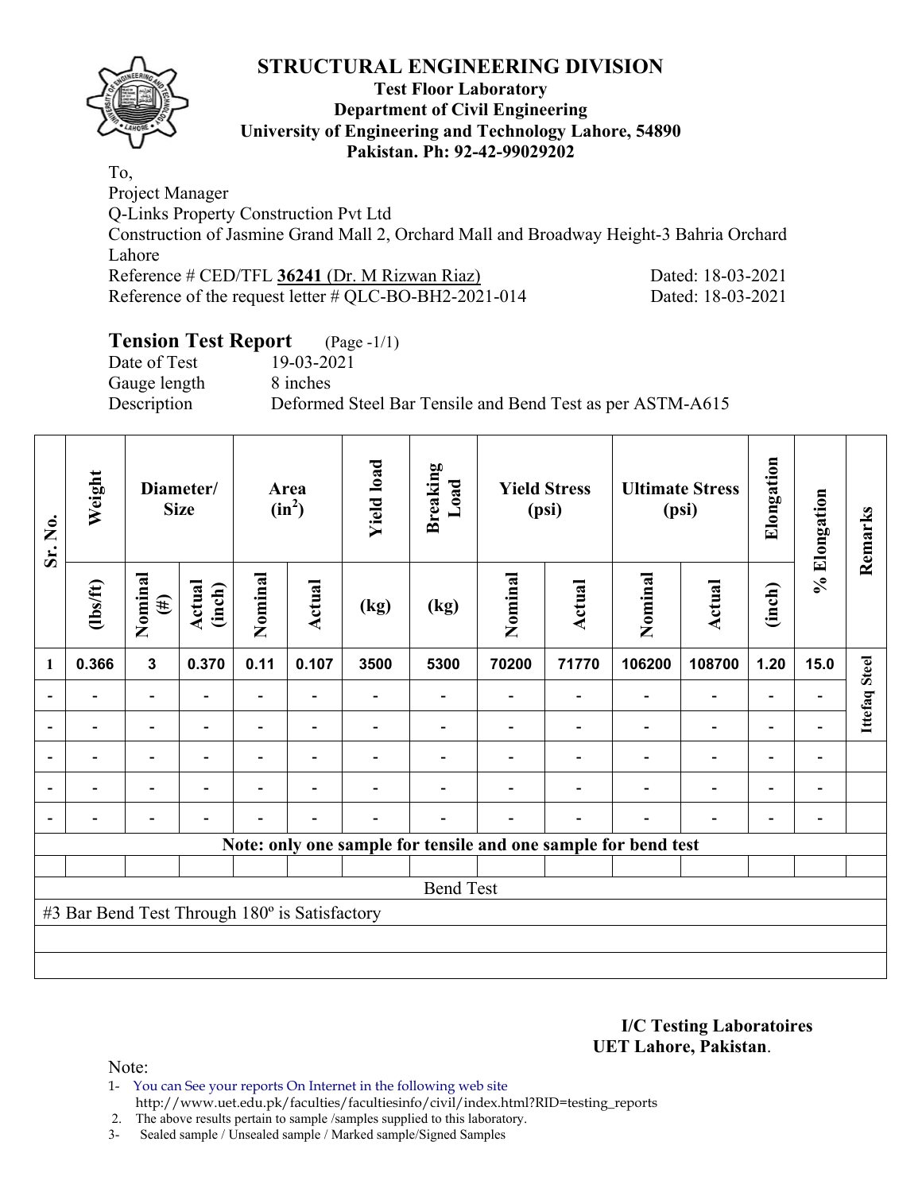# STRUCTURAL ENGINEERING DIVISION

**Test Floor Laboratory**
**Department of Civil Engineering**
**University of Engineering and Technology Lahore, 54890**
**Pakistan. Ph: 92-42-99029202**

To,
Project Manager
Q-Links Property Construction Pvt Ltd
Construction of Jasmine Grand Mall 2, Orchard Mall and Broadway Height-3 Bahria Orchard Lahore
Reference # CED/TFL **36241** (Dr. M Rizwan Riaz) Dated: 18-03-2021
Reference of the request letter # QLC-BO-BH2-2021-014 Dated: 18-03-2021

## Tension Test Report (Page -1/1)

Date of Test 19-03-2021
Gauge length 8 inches
Description Deformed Steel Bar Tensile and Bend Test as per ASTM-A615

| Sr. No. | Weight | Diameter/ Size | | Area ($in^2$) | | Yield load | Breaking Load | Yield Stress (psi) | | Ultimate Stress (psi) | | Elongation | % Elongation | Remarks |
|---|---|---|---|---|---|---|---|---|---|---|---|---|---|---|
| | (lbs/ft) | Nominal (#) | Actual (inch) | Nominal | Actual | (kg) | (kg) | Nominal | Actual | Nominal | Actual | (inch) | | |
| 1 | 0.366 | 3 | 0.370 | 0.11 | 0.107 | 3500 | 5300 | 70200 | 71770 | 106200 | 108700 | 1.20 | 15.0 | Ittefaq Steel |
| - | - | - | - | - | - | - | - | - | - | - | - | - | - | |
| - | - | - | - | - | - | - | - | - | - | - | - | - | - | |
| - | - | - | - | - | - | - | - | - | - | - | - | - | - | |
| - | - | - | - | - | - | - | - | - | - | - | - | - | - | |
| - | - | - | - | - | - | - | - | - | - | - | - | - | - | |
| Note: only one sample for tensile and one sample for bend test | | | | | | | | | | | | | | |
| Bend Test | | | | | | | | | | | | | | |
| #3 Bar Bend Test Through 180º is Satisfactory | | | | | | | | | | | | | | |

**I/C Testing Laboratoires**
**UET Lahore, Pakistan**.

Note:
1- You can See your reports On Internet in the following web site
http://www.uet.edu.pk/faculties/facultiesinfo/civil/index.html?RID=testing_reports
2. The above results pertain to sample /samples supplied to this laboratory.
3- Sealed sample / Unsealed sample / Marked sample/Signed Samples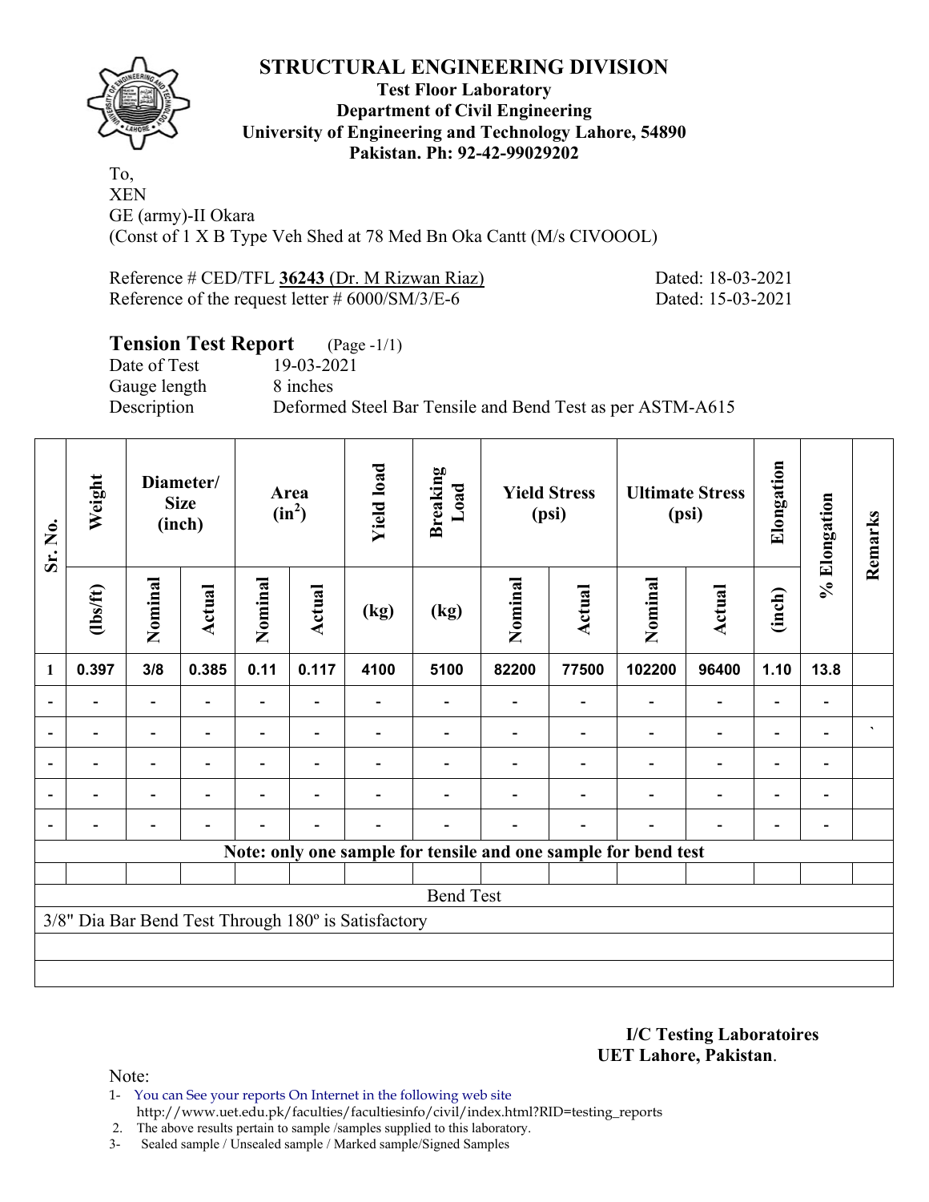# STRUCTURAL ENGINEERING DIVISION

**Test Floor Laboratory**
**Department of Civil Engineering**
**University of Engineering and Technology Lahore, 54890**
**Pakistan. Ph: 92-42-99029202**

To,
XEN
GE (army)-II Okara
(Const of 1 X B Type Veh Shed at 78 Med Bn Oka Cantt (M/s CIVOOOL)

Reference # CED/TFL **36243** (Dr. M Rizwan Riaz) Dated: 18-03-2021
Reference of the request letter # 6000/SM/3/E-6 Dated: 15-03-2021

## Tension Test Report (Page -1/1)

Date of Test 19-03-2021
Gauge length 8 inches
Description Deformed Steel Bar Tensile and Bend Test as per ASTM-A615

| Sr. No. | Weight | Diameter/ Size (inch) | | Area ($in^2$) | | Yield load | Breaking Load | Yield Stress (psi) | | Ultimate Stress (psi) | | Elongation | % Elongation | Remarks |
|---|---|---|---|---|---|---|---|---|---|---|---|---|---|---|
| | (lbs/ft) | Nominal | Actual | Nominal | Actual | (kg) | (kg) | Nominal | Actual | Nominal | Actual | (inch) | | |
| 1 | 0.397 | 3/8 | 0.385 | 0.11 | 0.117 | 4100 | 5100 | 82200 | 77500 | 102200 | 96400 | 1.10 | 13.8 | |
| - | - | - | - | - | - | - | - | - | - | - | - | - | - | |
| - | - | - | - | - | - | - | - | - | - | - | - | - | - | ` |
| - | - | - | - | - | - | - | - | - | - | - | - | - | - | |
| - | - | - | - | - | - | - | - | - | - | - | - | - | - | |
| - | - | - | - | - | - | - | - | - | - | - | - | - | - | |
| Note: only one sample for tensile and one sample for bend test | | | | | | | | | | | | | | |
| Bend Test | | | | | | | | | | | | | | |
| 3/8" Dia Bar Bend Test Through 180º is Satisfactory | | | | | | | | | | | | | | |

**I/C Testing Laboratoires**
**UET Lahore, Pakistan**.

Note:
1- You can See your reports On Internet in the following web site
http://www.uet.edu.pk/faculties/facultiesinfo/civil/index.html?RID=testing_reports
2. The above results pertain to sample /samples supplied to this laboratory.
3- Sealed sample / Unsealed sample / Marked sample/Signed Samples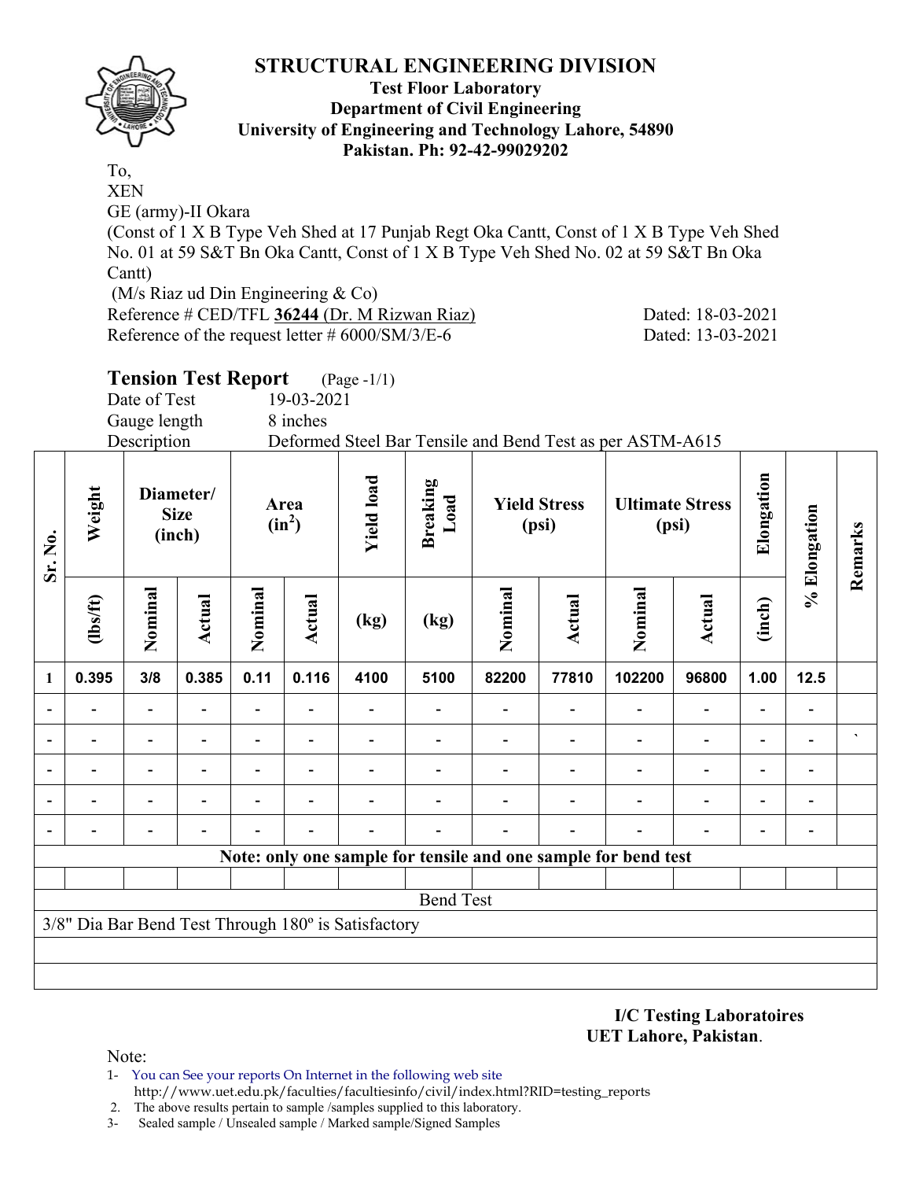# STRUCTURAL ENGINEERING DIVISION

**Test Floor Laboratory**
**Department of Civil Engineering**
**University of Engineering and Technology Lahore, 54890**
**Pakistan. Ph: 92-42-99029202**

To,
XEN
GE (army)-II Okara
(Const of 1 X B Type Veh Shed at 17 Punjab Regt Oka Cantt, Const of 1 X B Type Veh Shed No. 01 at 59 S&T Bn Oka Cantt, Const of 1 X B Type Veh Shed No. 02 at 59 S&T Bn Oka Cantt)
(M/s Riaz ud Din Engineering & Co)
Reference # CED/TFL **36244** (Dr. M Rizwan Riaz) Dated: 18-03-2021
Reference of the request letter # 6000/SM/3/E-6 Dated: 13-03-2021

## Tension Test Report (Page -1/1)

Date of Test 19-03-2021
Gauge length 8 inches
Description Deformed Steel Bar Tensile and Bend Test as per ASTM-A615

| Sr. No. | Weight | Diameter/ Size (inch) | | Area ($in^2$) | | Yield load | Breaking Load | Yield Stress (psi) | | Ultimate Stress (psi) | | Elongation | % Elongation | Remarks |
|---|---|---|---|---|---|---|---|---|---|---|---|---|---|---|
| | (lbs/ft) | Nominal | Actual | Nominal | Actual | (kg) | (kg) | Nominal | Actual | Nominal | Actual | (inch) | | |
| 1 | 0.395 | 3/8 | 0.385 | 0.11 | 0.116 | 4100 | 5100 | 82200 | 77810 | 102200 | 96800 | 1.00 | 12.5 | |
| - | - | - | - | - | - | - | - | - | - | - | - | - | - | |
| - | - | - | - | - | - | - | - | - | - | - | - | - | - | ` |
| - | - | - | - | - | - | - | - | - | - | - | - | - | - | |
| - | - | - | - | - | - | - | - | - | - | - | - | - | - | |
| - | - | - | - | - | - | - | - | - | - | - | - | - | - | |
| **Note: only one sample for tensile and one sample for bend test** | | | | | | | | | | | | | | |
| Bend Test | | | | | | | | | | | | | | |
| 3/8" Dia Bar Bend Test Through 180º is Satisfactory | | | | | | | | | | | | | | |

**I/C Testing Laboratoires**
**UET Lahore, Pakistan**.

Note:
1- You can See your reports On Internet in the following web site
http://www.uet.edu.pk/faculties/facultiesinfo/civil/index.html?RID=testing_reports
2. The above results pertain to sample /samples supplied to this laboratory.
3- Sealed sample / Unsealed sample / Marked sample/Signed Samples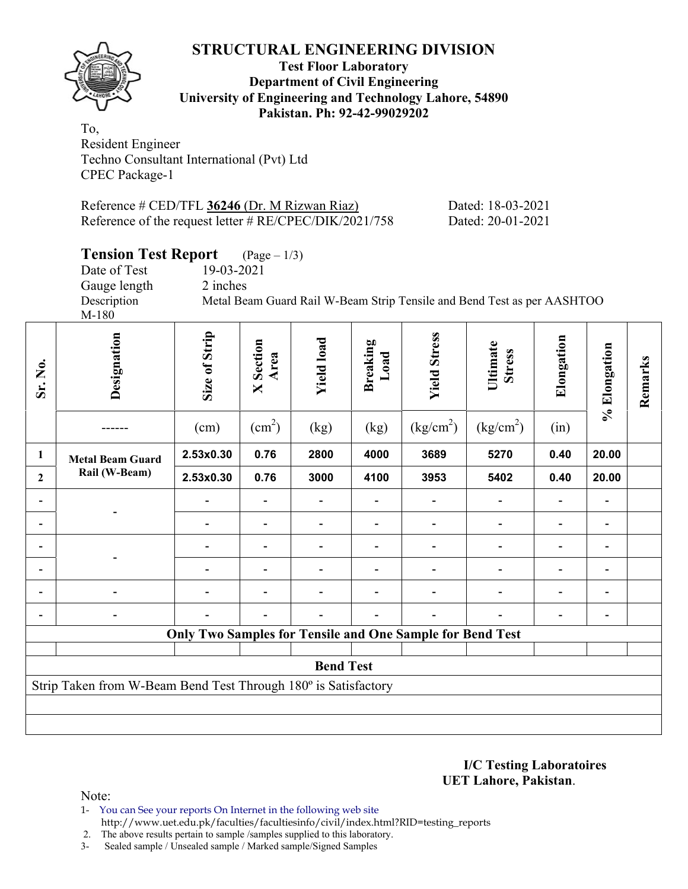# STRUCTURAL ENGINEERING DIVISION

**Test Floor Laboratory**
**Department of Civil Engineering**
**University of Engineering and Technology Lahore, 54890**
**Pakistan. Ph: 92-42-99029202**

To,
Resident Engineer
Techno Consultant International (Pvt) Ltd
CPEC Package-1

Reference # CED/TFL **36246** (Dr. M Rizwan Riaz) Dated: 18-03-2021
Reference of the request letter # RE/CPEC/DIK/2021/758 Dated: 20-01-2021

## Tension Test Report (Page – 1/3)

Date of Test 19-03-2021
Gauge length 2 inches
Description Metal Beam Guard Rail W-Beam Strip Tensile and Bend Test as per AASHTOO M-180

| Sr. No. | Designation | Size of Strip | X Section Area | Yield load | Breaking Load | Yield Stress | Ultimate Stress | Elongation | % Elongation | Remarks |
|---|---|---|---|---|---|---|---|---|---|---|
| | ------ | (cm) | ($cm^2$) | (kg) | (kg) | ($kg/cm^2$) | ($kg/cm^2$) | (in) | | |
| **1** | **Metal Beam Guard Rail (W-Beam)** | **2.53x0.30** | **0.76** | **2800** | **4000** | **3689** | **5270** | **0.40** | **20.00** | |
| **2** | | **2.53x0.30** | **0.76** | **3000** | **4100** | **3953** | **5402** | **0.40** | **20.00** | |
| - | - | - | - | - | - | - | - | - | - | |
| - | | - | - | - | - | - | - | - | - | |
| - | - | - | - | - | - | - | - | - | - | |
| - | | - | - | - | - | - | - | - | - | |
| - | - | - | - | - | - | - | - | - | - | |
| - | - | - | - | - | - | - | - | - | - | |

**Only Two Samples for Tensile and One Sample for Bend Test**

**Bend Test**

Strip Taken from W-Beam Bend Test Through 180º is Satisfactory

**I/C Testing Laboratoires**
**UET Lahore, Pakistan**.

Note:
1- You can See your reports On Internet in the following web site
http://www.uet.edu.pk/faculties/facultiesinfo/civil/index.html?RID=testing_reports
2. The above results pertain to sample /samples supplied to this laboratory.
3- Sealed sample / Unsealed sample / Marked sample/Signed Samples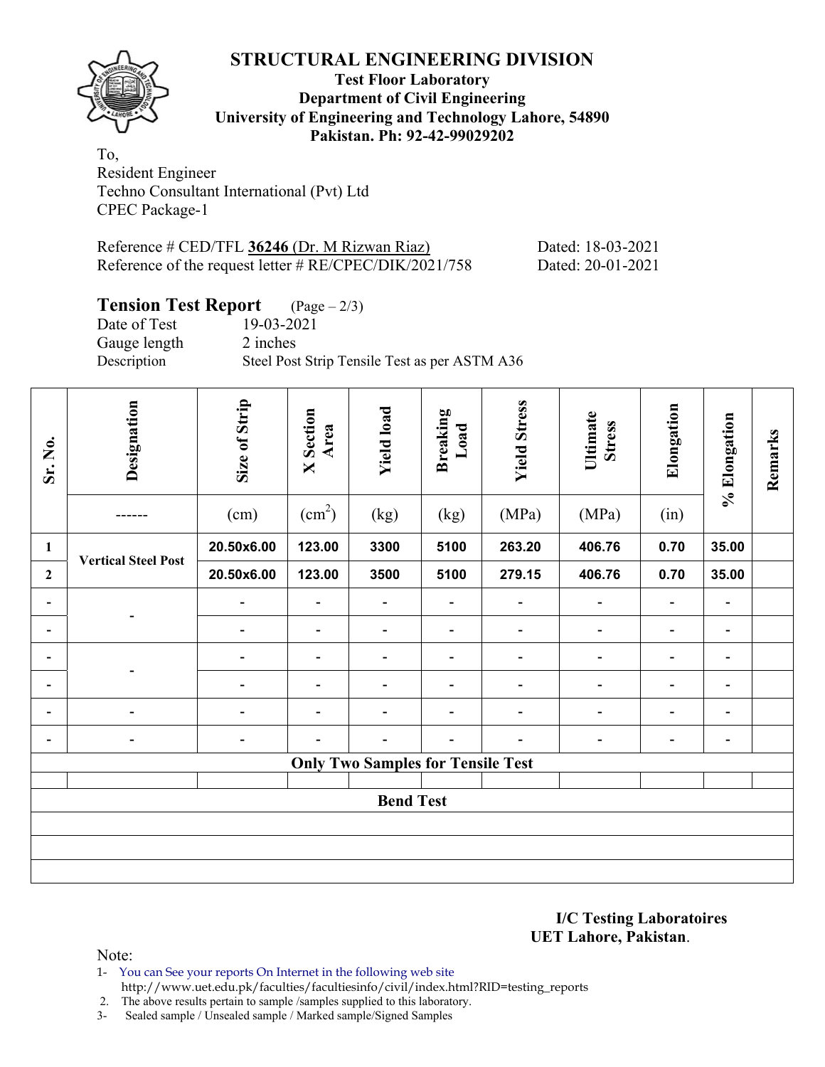# STRUCTURAL ENGINEERING DIVISION

**Test Floor Laboratory**
**Department of Civil Engineering**
**University of Engineering and Technology Lahore, 54890**
**Pakistan. Ph: 92-42-99029202**

To,
Resident Engineer
Techno Consultant International (Pvt) Ltd
CPEC Package-1

Reference # CED/TFL **36246** (Dr. M Rizwan Riaz) Dated: 18-03-2021
Reference of the request letter # RE/CPEC/DIK/2021/758 Dated: 20-01-2021

## Tension Test Report (Page – 2/3)

Date of Test 19-03-2021
Gauge length 2 inches
Description Steel Post Strip Tensile Test as per ASTM A36

| Sr. No. | Designation | Size of Strip | X Section Area | Yield load | Breaking Load | Yield Stress | Ultimate Stress | Elongation | % Elongation | Remarks |
|---|---|---|---|---|---|---|---|---|---|---|
| | ------ | (cm) | ($cm^2$) | (kg) | (kg) | (MPa) | (MPa) | (in) | | |
| 1 | Vertical Steel Post | 20.50x6.00 | 123.00 | 3300 | 5100 | 263.20 | 406.76 | 0.70 | 35.00 | |
| 2 | | 20.50x6.00 | 123.00 | 3500 | 5100 | 279.15 | 406.76 | 0.70 | 35.00 | |
| - | - | - | - | - | - | - | - | - | - | |
| - | | - | - | - | - | - | - | - | - | |
| - | - | - | - | - | - | - | - | - | - | |
| - | | - | - | - | - | - | - | - | - | |
| - | - | - | - | - | - | - | - | - | - | |
| - | - | - | - | - | - | - | - | - | - | |
| **Only Two Samples for Tensile Test** | | | | | | | | | | |
| | | | | | | | | | | |
| **Bend Test** | | | | | | | | | | |
| | | | | | | | | | | |
| | | | | | | | | | | |
| | | | | | | | | | | |

**I/C Testing Laboratoires**
**UET Lahore, Pakistan**.

Note:
1- You can See your reports On Internet in the following web site
http://www.uet.edu.pk/faculties/facultiesinfo/civil/index.html?RID=testing_reports
2. The above results pertain to sample /samples supplied to this laboratory.
3- Sealed sample / Unsealed sample / Marked sample/Signed Samples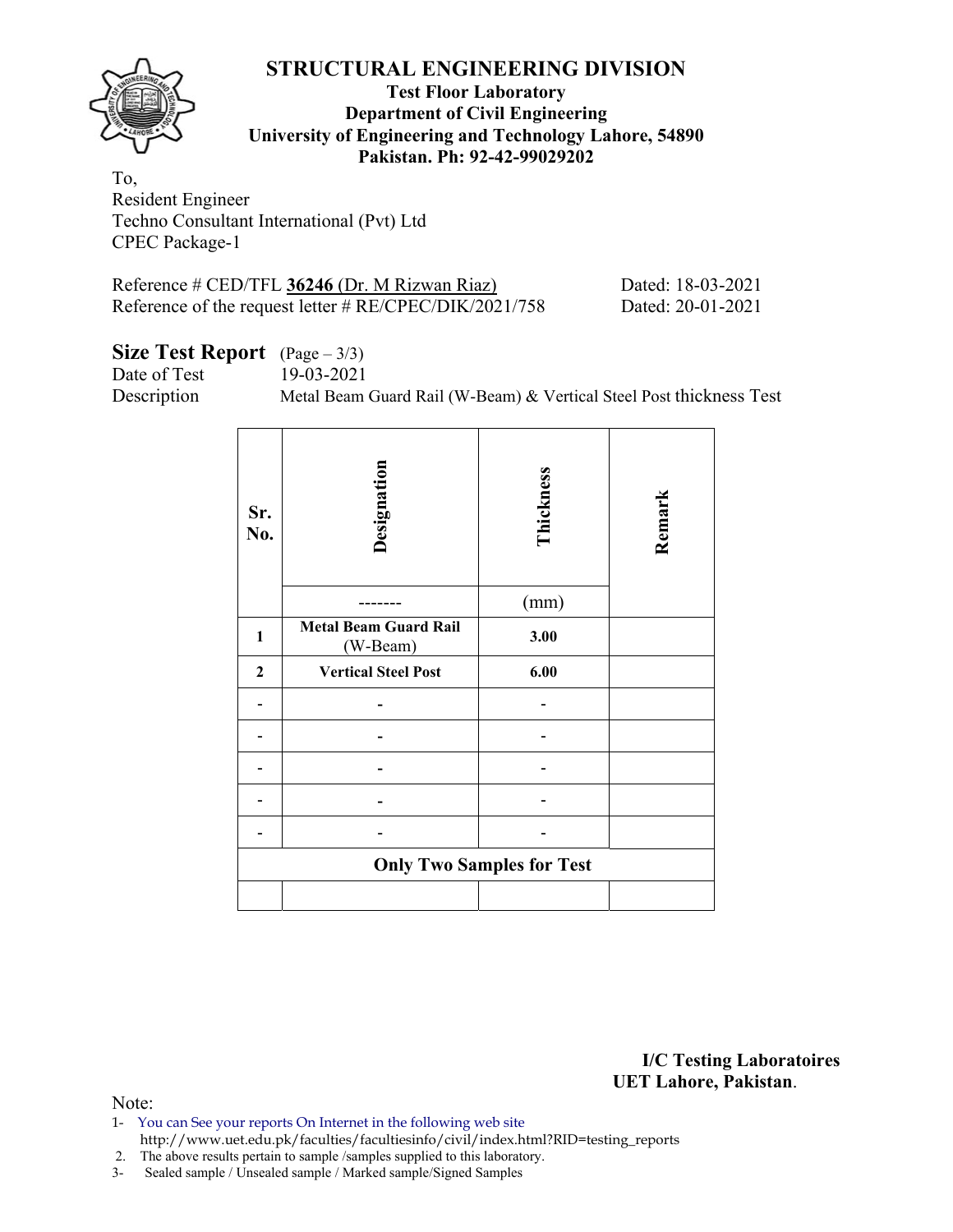# STRUCTURAL ENGINEERING DIVISION

**Test Floor Laboratory**
**Department of Civil Engineering**
**University of Engineering and Technology Lahore, 54890**
**Pakistan. Ph: 92-42-99029202**

To,
Resident Engineer
Techno Consultant International (Pvt) Ltd
CPEC Package-1

Reference # CED/TFL **36246** (Dr. M Rizwan Riaz) Dated: 18-03-2021
Reference of the request letter # RE/CPEC/DIK/2021/758 Dated: 20-01-2021

**Size Test Report** (Page – 3/3)
Date of Test 19-03-2021
Description Metal Beam Guard Rail (W-Beam) & Vertical Steel Post thickness Test

| Sr. No. | Designation | Thickness | Remark |
|---|---|---|---|
| | ------- | (mm) | |
| **1** | **Metal Beam Guard Rail** (W-Beam) | **3.00** | |
| **2** | **Vertical Steel Post** | **6.00** | |
| - | - | - | |
| - | - | - | |
| - | - | - | |
| - | - | - | |
| - | - | - | |
| **Only Two Samples for Test** | | | |
| | | | |

**I/C Testing Laboratoires**
**UET Lahore, Pakistan**.

Note:
1- You can See your reports On Internet in the following web site
http://www.uet.edu.pk/faculties/facultiesinfo/civil/index.html?RID=testing_reports
2. The above results pertain to sample /samples supplied to this laboratory.
3- Sealed sample / Unsealed sample / Marked sample/Signed Samples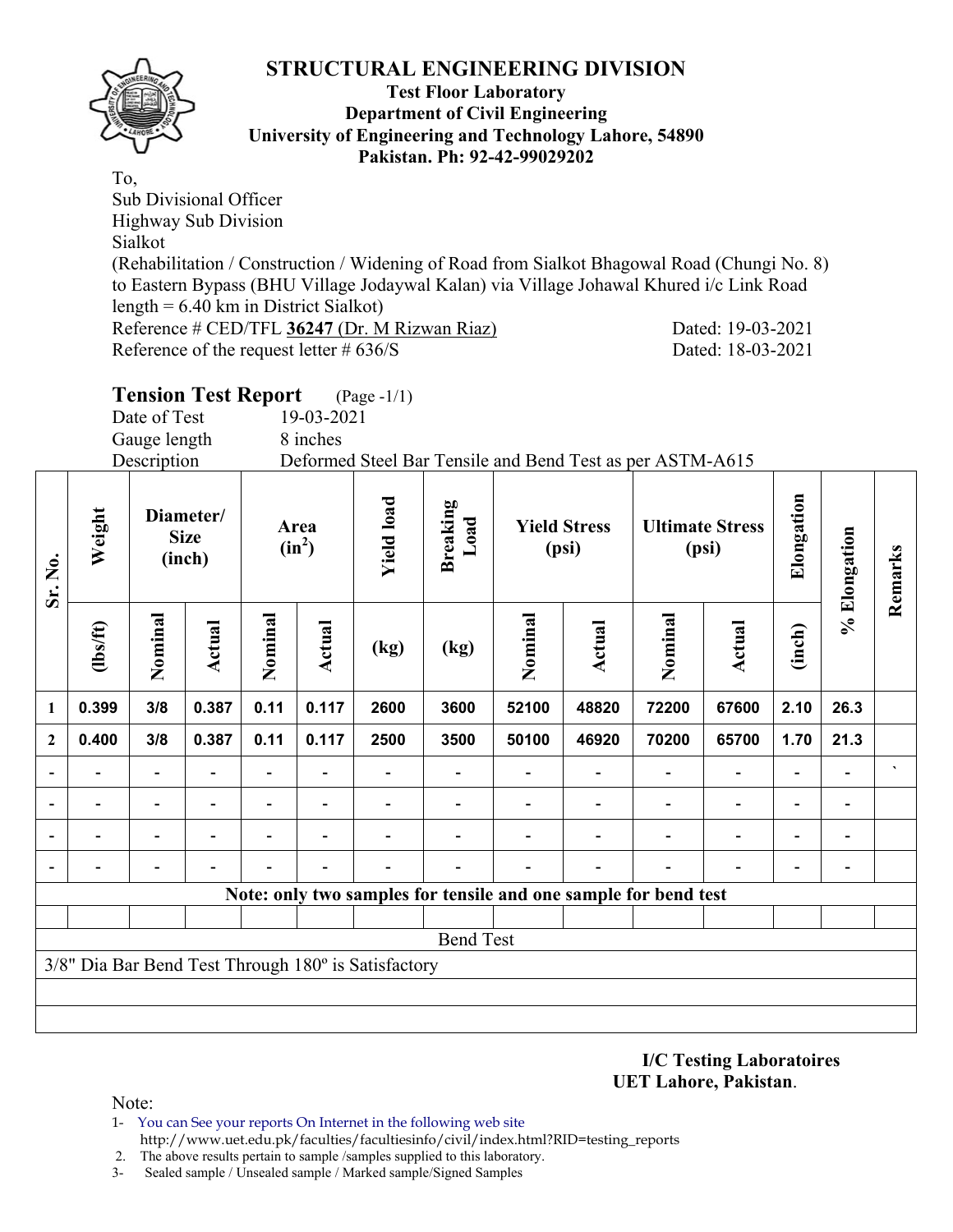# STRUCTURAL ENGINEERING DIVISION

**Test Floor Laboratory**
**Department of Civil Engineering**
**University of Engineering and Technology Lahore, 54890**
**Pakistan. Ph: 92-42-99029202**

To,
Sub Divisional Officer
Highway Sub Division
Sialkot
(Rehabilitation / Construction / Widening of Road from Sialkot Bhagowal Road (Chungi No. 8) to Eastern Bypass (BHU Village Jodaywal Kalan) via Village Johawal Khured i/c Link Road length = 6.40 km in District Sialkot)
Reference # CED/TFL **36247** (Dr. M Rizwan Riaz) Dated: 19-03-2021
Reference of the request letter # 636/S Dated: 18-03-2021

## Tension Test Report (Page -1/1)

Date of Test 19-03-2021
Gauge length 8 inches
Description Deformed Steel Bar Tensile and Bend Test as per ASTM-A615

| Sr. No. | Weight | Diameter/ Size (inch) | | Area ($in^2$) | | Yield load | Breaking Load | Yield Stress (psi) | | Ultimate Stress (psi) | | Elongation | % Elongation | Remarks |
|---|---|---|---|---|---|---|---|---|---|---|---|---|---|---|
| | (lbs/ft) | Nominal | Actual | Nominal | Actual | (kg) | (kg) | Nominal | Actual | Nominal | Actual | (inch) | | |
| **1** | **0.399** | **3/8** | **0.387** | **0.11** | **0.117** | **2600** | **3600** | **52100** | **48820** | **72200** | **67600** | **2.10** | **26.3** | |
| **2** | **0.400** | **3/8** | **0.387** | **0.11** | **0.117** | **2500** | **3500** | **50100** | **46920** | **70200** | **65700** | **1.70** | **21.3** | |
| - | - | - | - | - | - | - | - | - | - | - | - | - | - | ` |
| - | - | - | - | - | - | - | - | - | - | - | - | - | - | |
| - | - | - | - | - | - | - | - | - | - | - | - | - | - | |
| - | - | - | - | - | - | - | - | - | - | - | - | - | - | |
| **Note: only two samples for tensile and one sample for bend test** | | | | | | | | | | | | | | |
| | | | | | | | | | | | | | | |
| Bend Test | | | | | | | | | | | | | | |
| 3/8" Dia Bar Bend Test Through 180º is Satisfactory | | | | | | | | | | | | | | |

**I/C Testing Laboratoires**
**UET Lahore, Pakistan**.

Note:
1- You can See your reports On Internet in the following web site
http://www.uet.edu.pk/faculties/facultiesinfo/civil/index.html?RID=testing_reports
2. The above results pertain to sample /samples supplied to this laboratory.
3- Sealed sample / Unsealed sample / Marked sample/Signed Samples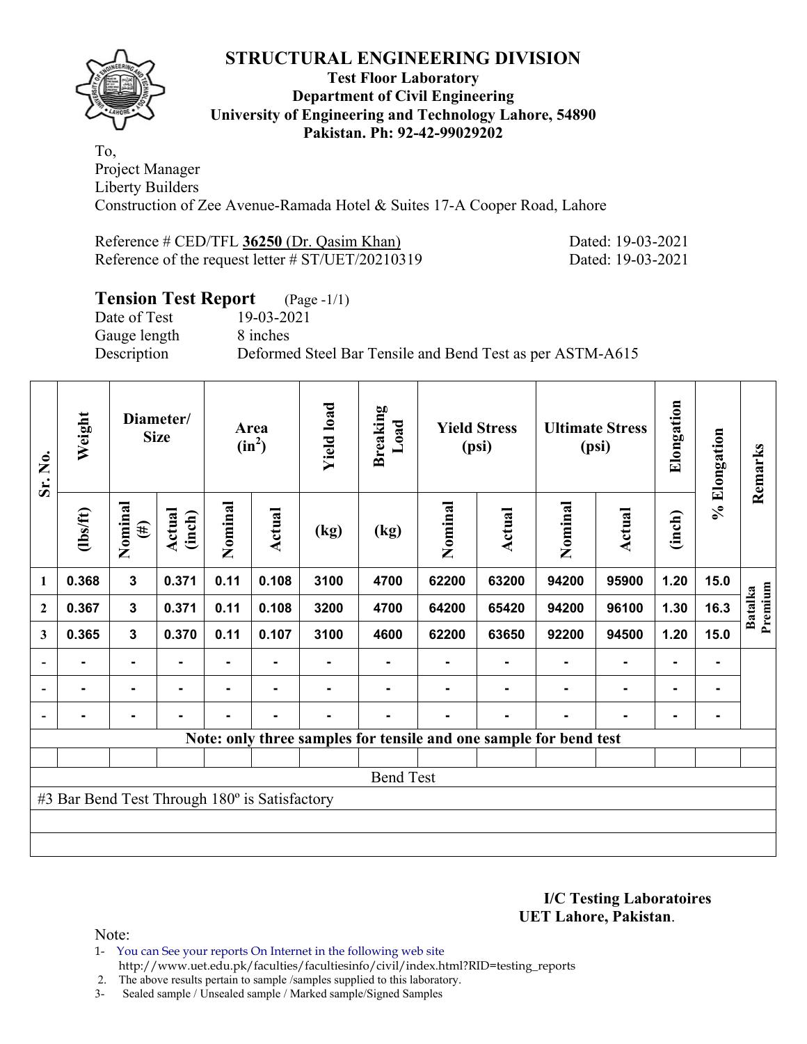# STRUCTURAL ENGINEERING DIVISION

**Test Floor Laboratory**
**Department of Civil Engineering**
**University of Engineering and Technology Lahore, 54890**
**Pakistan. Ph: 92-42-99029202**

To,
Project Manager
Liberty Builders
Construction of Zee Avenue-Ramada Hotel & Suites 17-A Cooper Road, Lahore

Reference # CED/TFL **36250** (Dr. Qasim Khan) Dated: 19-03-2021
Reference of the request letter # ST/UET/20210319 Dated: 19-03-2021

## Tension Test Report (Page -1/1)

Date of Test 19-03-2021
Gauge length 8 inches
Description Deformed Steel Bar Tensile and Bend Test as per ASTM-A615

| Sr. No. | Weight | Diameter/ Size | | Area ($in^2$) | | Yield load | Breaking Load | Yield Stress (psi) | | Ultimate Stress (psi) | | Elongation | % Elongation | Remarks |
|---|---|---|---|---|---|---|---|---|---|---|---|---|---|---|
| | (lbs/ft) | Nominal (#) | Actual (inch) | Nominal | Actual | (kg) | (kg) | Nominal | Actual | Nominal | Actual | (inch) | | |
| 1 | 0.368 | 3 | 0.371 | 0.11 | 0.108 | 3100 | 4700 | 62200 | 63200 | 94200 | 95900 | 1.20 | 15.0 | Batalka Premium |
| 2 | 0.367 | 3 | 0.371 | 0.11 | 0.108 | 3200 | 4700 | 64200 | 65420 | 94200 | 96100 | 1.30 | 16.3 | |
| 3 | 0.365 | 3 | 0.370 | 0.11 | 0.107 | 3100 | 4600 | 62200 | 63650 | 92200 | 94500 | 1.20 | 15.0 | |
| - | - | - | - | - | - | - | - | - | - | - | - | - | - | |
| - | - | - | - | - | - | - | - | - | - | - | - | - | - | |
| - | - | - | - | - | - | - | - | - | - | - | - | - | - | |

**Note: only three samples for tensile and one sample for bend test**

Bend Test

#3 Bar Bend Test Through 180º is Satisfactory

**I/C Testing Laboratoires**
**UET Lahore, Pakistan**.

Note:
1- You can See your reports On Internet in the following web site
http://www.uet.edu.pk/faculties/facultiesinfo/civil/index.html?RID=testing_reports
2. The above results pertain to sample /samples supplied to this laboratory.
3- Sealed sample / Unsealed sample / Marked sample/Signed Samples